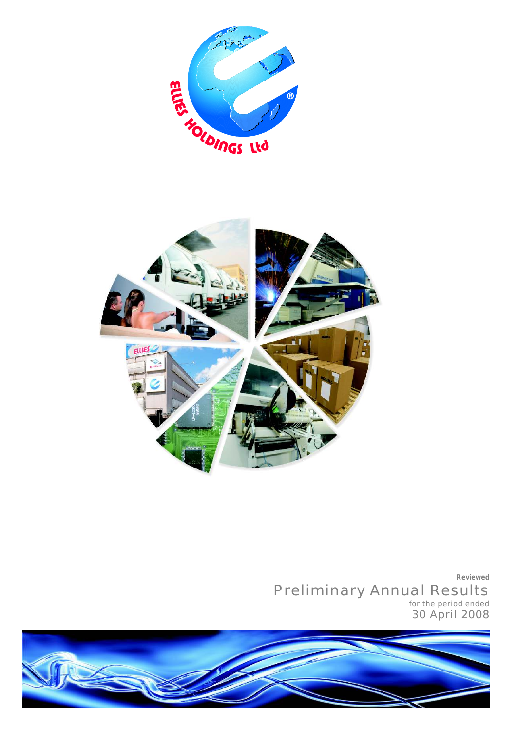ELLIES HOLDINGS Ltd

**Reviewed**

# Preliminary Annual Results

for the period ended

30 April 2008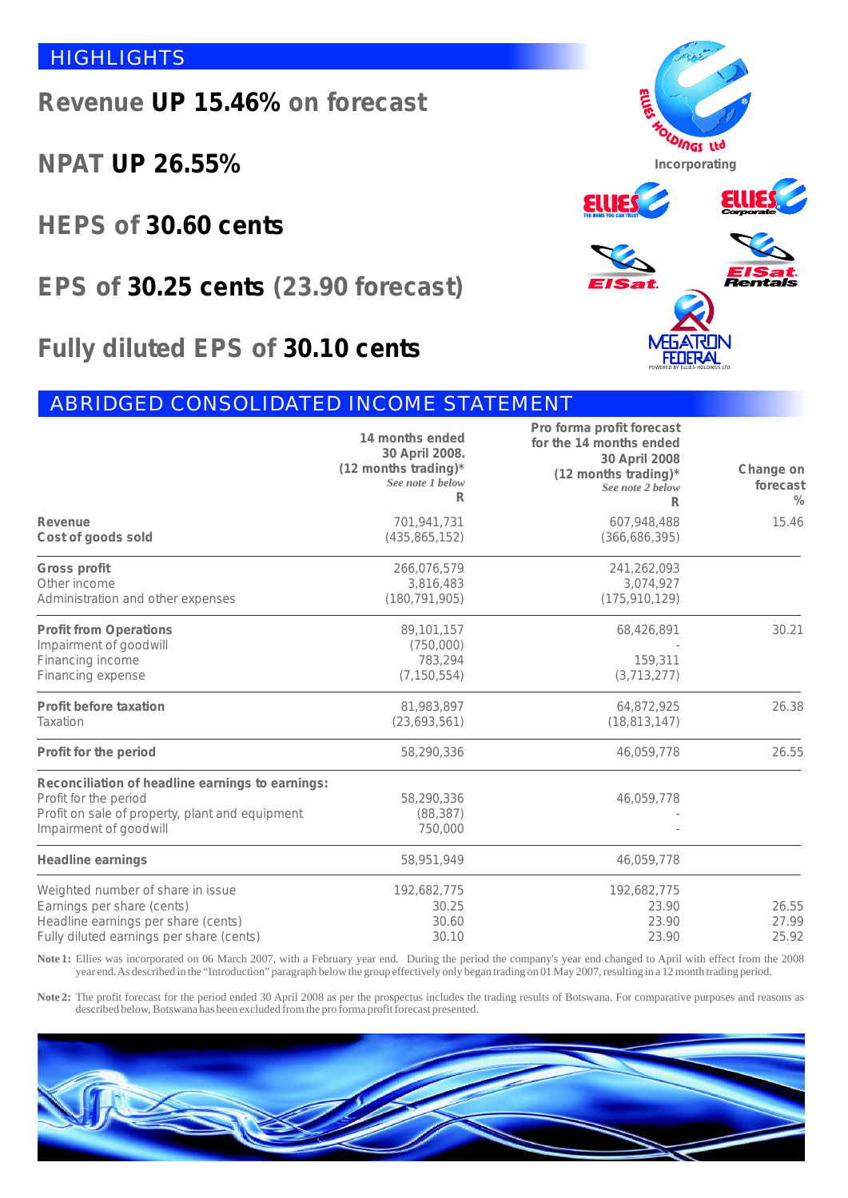## HIGHLIGHTS

**Revenue UP 15.46% on forecast**

**NPAT UP 26.55%**

**HEPS of 30.60 cents**

**EPS of 30.25 cents (23.90 forecast)**

**Fully diluted EPS of 30.10 cents**

Incorporating

## ABRIDGED CONSOLIDATED INCOME STATEMENT

| | 14 months ended 30 April 2008. (12 months trading)* *See note 1 below* R | Pro forma profit forecast for the 14 months ended 30 April 2008 (12 months trading)* *See note 2 below* R | Change on forecast % |
|---|---|---|---|
| **Revenue** | 701,941,731 | 607,948,488 | 15.46 |
| **Cost of goods sold** | (435,865,152) | (366,686,395) | |
| **Gross profit** | 266,076,579 | 241,262,093 | |
| Other income | 3,816,483 | 3,074,927 | |
| Administration and other expenses | (180,791,905) | (175,910,129) | |
| **Profit from Operations** | 89,101,157 | 68,426,891 | 30.21 |
| Impairment of goodwill | (750,000) | - | |
| Financing income | 783,294 | 159,311 | |
| Financing expense | (7,150,554) | (3,713,277) | |
| **Profit before taxation** | 81,983,897 | 64,872,925 | 26.38 |
| Taxation | (23,693,561) | (18,813,147) | |
| **Profit for the period** | 58,290,336 | 46,059,778 | 26.55 |
| **Reconciliation of headline earnings to earnings:** | | | |
| Profit for the period | 58,290,336 | 46,059,778 | |
| Profit on sale of property, plant and equipment | (88,387) | - | |
| Impairment of goodwill | 750,000 | - | |
| **Headline earnings** | 58,951,949 | 46,059,778 | |
| Weighted number of share in issue | 192,682,775 | 192,682,775 | |
| Earnings per share (cents) | 30.25 | 23.90 | 26.55 |
| Headline earnings per share (cents) | 30.60 | 23.90 | 27.99 |
| Fully diluted earnings per share (cents) | 30.10 | 23.90 | 25.92 |

**Note 1:** Ellies was incorporated on 06 March 2007, with a February year end. During the period the company's year end changed to April with effect from the 2008 year end. As described in the "Introduction" paragraph below the group effectively only began trading on 01 May 2007, resulting in a 12 month trading period.

**Note 2:** The profit forecast for the period ended 30 April 2008 as per the prospectus includes the trading results of Botswana. For comparative purposes and reasons as described below, Botswana has been excluded from the pro forma profit forecast presented.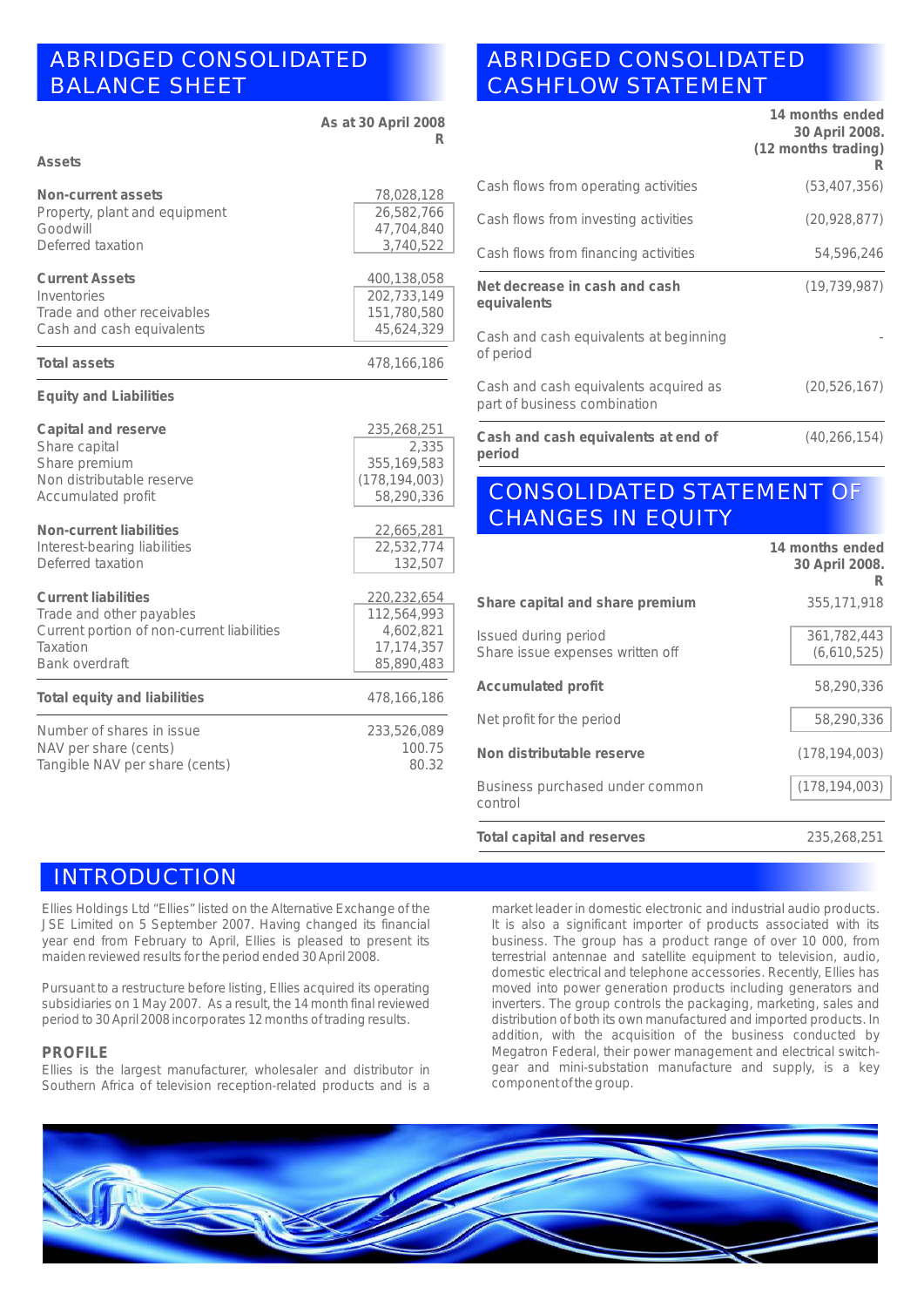## ABRIDGED CONSOLIDATED BALANCE SHEET

| | As at 30 April 2008 R |
|---|---|
| **Assets** | |
| **Non-current assets** | 78,028,128 |
| Property, plant and equipment | 26,582,766 |
| Goodwill | 47,704,840 |
| Deferred taxation | 3,740,522 |
| **Current Assets** | 400,138,058 |
| Inventories | 202,733,149 |
| Trade and other receivables | 151,780,580 |
| Cash and cash equivalents | 45,624,329 |
| **Total assets** | 478,166,186 |
| **Equity and Liabilities** | |
| **Capital and reserve** | 235,268,251 |
| Share capital | 2,335 |
| Share premium | 355,169,583 |
| Non distributable reserve | (178,194,003) |
| Accumulated profit | 58,290,336 |
| **Non-current liabilities** | 22,665,281 |
| Interest-bearing liabilities | 22,532,774 |
| Deferred taxation | 132,507 |
| **Current liabilities** | 220,232,654 |
| Trade and other payables | 112,564,993 |
| Current portion of non-current liabilities | 4,602,821 |
| Taxation | 17,174,357 |
| Bank overdraft | 85,890,483 |
| **Total equity and liabilities** | 478,166,186 |
| Number of shares in issue | 233,526,089 |
| NAV per share (cents) | 100.75 |
| Tangible NAV per share (cents) | 80.32 |

## ABRIDGED CONSOLIDATED CASHFLOW STATEMENT

| | 14 months ended 30 April 2008. (12 months trading) R |
|---|---|
| Cash flows from operating activities | (53,407,356) |
| Cash flows from investing activities | (20,928,877) |
| Cash flows from financing activities | 54,596,246 |
| **Net decrease in cash and cash equivalents** | (19,739,987) |
| Cash and cash equivalents at beginning of period | - |
| Cash and cash equivalents acquired as part of business combination | (20,526,167) |
| **Cash and cash equivalents at end of period** | (40,266,154) |

## CONSOLIDATED STATEMENT OF CHANGES IN EQUITY

| | 14 months ended 30 April 2008. R |
|---|---|
| **Share capital and share premium** | 355,171,918 |
| Issued during period | 361,782,443 |
| Share issue expenses written off | (6,610,525) |
| **Accumulated profit** | 58,290,336 |
| Net profit for the period | 58,290,336 |
| **Non distributable reserve** | (178,194,003) |
| Business purchased under common control | (178,194,003) |
| **Total capital and reserves** | 235,268,251 |

## INTRODUCTION

Ellies Holdings Ltd "Ellies" listed on the Alternative Exchange of the JSE Limited on 5 September 2007. Having changed its financial year end from February to April, Ellies is pleased to present its maiden reviewed results for the period ended 30 April 2008.

Pursuant to a restructure before listing, Ellies acquired its operating subsidiaries on 1 May 2007. As a result, the 14 month final reviewed period to 30 April 2008 incorporates 12 months of trading results.

### PROFILE

Ellies is the largest manufacturer, wholesaler and distributor in Southern Africa of television reception-related products and is a market leader in domestic electronic and industrial audio products. It is also a significant importer of products associated with its business. The group has a product range of over 10 000, from terrestrial antennae and satellite equipment to television, audio, domestic electrical and telephone accessories. Recently, Ellies has moved into power generation products including generators and inverters. The group controls the packaging, marketing, sales and distribution of both its own manufactured and imported products. In addition, with the acquisition of the business conducted by Megatron Federal, their power management and electrical switch-gear and mini-substation manufacture and supply, is a key component of the group.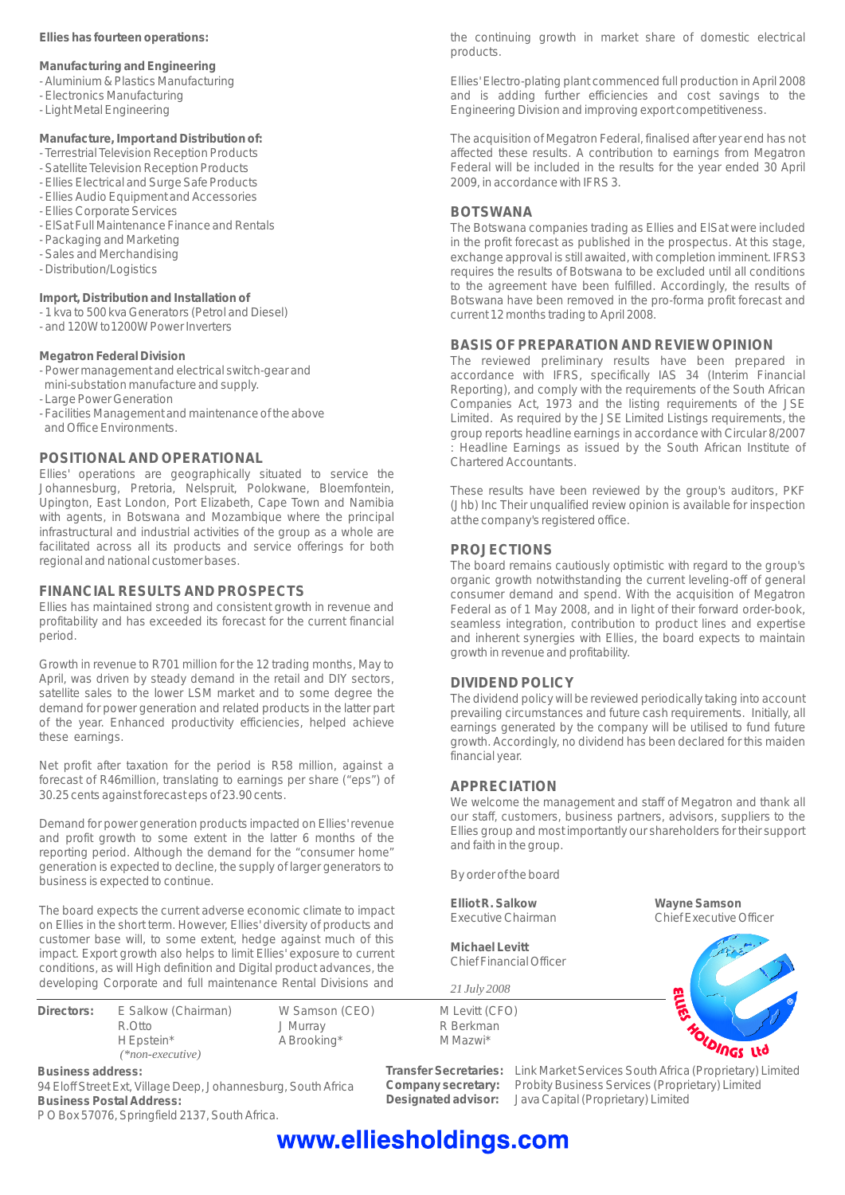**Ellies has fourteen operations:**

**Manufacturing and Engineering**

- Aluminium & Plastics Manufacturing
- Electronics Manufacturing
- Light Metal Engineering

**Manufacture, Import and Distribution of:**

- Terrestrial Television Reception Products
- Satellite Television Reception Products
- Ellies Electrical and Surge Safe Products
- Ellies Audio Equipment and Accessories
- Ellies Corporate Services
- ElSat Full Maintenance Finance and Rentals
- Packaging and Marketing
- Sales and Merchandising
- Distribution/Logistics

**Import, Distribution and Installation of**

- 1 kva to 500 kva Generators (Petrol and Diesel)
- and 120W to 1200W Power Inverters

**Megatron Federal Division**

- Power management and electrical switch-gear and mini-substation manufacture and supply.
- Large Power Generation
- Facilities Management and maintenance of the above and Office Environments.

## POSITIONAL AND OPERATIONAL

Ellies' operations are geographically situated to service the Johannesburg, Pretoria, Nelspruit, Polokwane, Bloemfontein, Upington, East London, Port Elizabeth, Cape Town and Namibia with agents, in Botswana and Mozambique where the principal infrastructural and industrial activities of the group as a whole are facilitated across all its products and service offerings for both regional and national customer bases.

## FINANCIAL RESULTS AND PROSPECTS

Ellies has maintained strong and consistent growth in revenue and profitability and has exceeded its forecast for the current financial period.

Growth in revenue to R701 million for the 12 trading months, May to April, was driven by steady demand in the retail and DIY sectors, satellite sales to the lower LSM market and to some degree the demand for power generation and related products in the latter part of the year. Enhanced productivity efficiencies, helped achieve these earnings.

Net profit after taxation for the period is R58 million, against a forecast of R46million, translating to earnings per share ("eps") of 30.25 cents against forecast eps of 23.90 cents.

Demand for power generation products impacted on Ellies' revenue and profit growth to some extent in the latter 6 months of the reporting period. Although the demand for the "consumer home" generation is expected to decline, the supply of larger generators to business is expected to continue.

The board expects the current adverse economic climate to impact on Ellies in the short term. However, Ellies' diversity of products and customer base will, to some extent, hedge against much of this impact. Export growth also helps to limit Ellies' exposure to current conditions, as will High definition and Digital product advances, the developing Corporate and full maintenance Rental Divisions and the continuing growth in market share of domestic electrical products.

Ellies' Electro-plating plant commenced full production in April 2008 and is adding further efficiencies and cost savings to the Engineering Division and improving export competitiveness.

The acquisition of Megatron Federal, finalised after year end has not affected these results. A contribution to earnings from Megatron Federal will be included in the results for the year ended 30 April 2009, in accordance with IFRS 3.

## BOTSWANA

The Botswana companies trading as Ellies and ElSat were included in the profit forecast as published in the prospectus. At this stage, exchange approval is still awaited, with completion imminent. IFRS3 requires the results of Botswana to be excluded until all conditions to the agreement have been fulfilled. Accordingly, the results of Botswana have been removed in the pro-forma profit forecast and current 12 months trading to April 2008.

## BASIS OF PREPARATION AND REVIEW OPINION

The reviewed preliminary results have been prepared in accordance with IFRS, specifically IAS 34 (Interim Financial Reporting), and comply with the requirements of the South African Companies Act, 1973 and the listing requirements of the JSE Limited. As required by the JSE Limited Listings requirements, the group reports headline earnings in accordance with Circular 8/2007 : Headline Earnings as issued by the South African Institute of Chartered Accountants.

These results have been reviewed by the group's auditors, PKF (Jhb) Inc Their unqualified review opinion is available for inspection at the company's registered office.

## PROJECTIONS

The board remains cautiously optimistic with regard to the group's organic growth notwithstanding the current leveling-off of general consumer demand and spend. With the acquisition of Megatron Federal as of 1 May 2008, and in light of their forward order-book, seamless integration, contribution to product lines and expertise and inherent synergies with Ellies, the board expects to maintain growth in revenue and profitability.

## DIVIDEND POLICY

The dividend policy will be reviewed periodically taking into account prevailing circumstances and future cash requirements. Initially, all earnings generated by the company will be utilised to fund future growth. Accordingly, no dividend has been declared for this maiden financial year.

## APPRECIATION

We welcome the management and staff of Megatron and thank all our staff, customers, business partners, advisors, suppliers to the Ellies group and most importantly our shareholders for their support and faith in the group.

By order of the board

**Elliot R. Salkow**
Executive Chairman

**Wayne Samson**
Chief Executive Officer

**Michael Levitt**
Chief Financial Officer

*21 July 2008*

**Directors:** E Salkow (Chairman), W Samson (CEO), M Levitt (CFO), R.Otto, J Murray, R Berkman, H Epstein*, A Brooking*, M Mazwi*
*(*non-executive)*

**Business address:**
94 Eloff Street Ext, Village Deep, Johannesburg, South Africa

**Business Postal Address:**
P O Box 57076, Springfield 2137, South Africa.

**Transfer Secretaries:** Link Market Services South Africa (Proprietary) Limited
**Company secretary:** Probity Business Services (Proprietary) Limited
**Designated advisor:** Java Capital (Proprietary) Limited

ELLIES HOLDINGS Ltd

**www.elliesholdings.com**